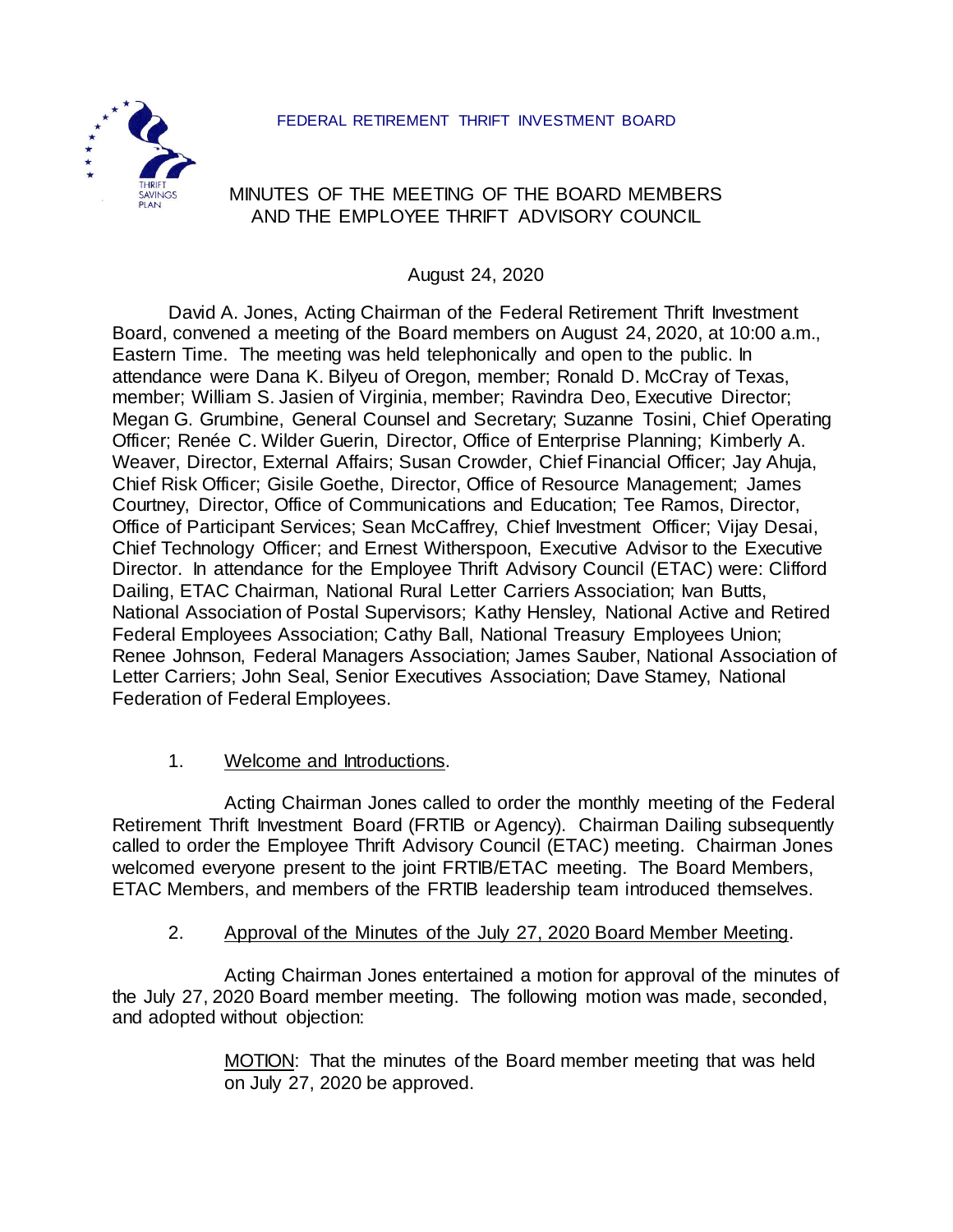FEDERAL RETIREMENT THRIFT INVESTMENT BOARD

# MINUTES OF THE MEETING OF THE BOARD MEMBERS AND THE EMPLOYEE THRIFT ADVISORY COUNCIL

August 24, 2020

David A. Jones, Acting Chairman of the Federal Retirement Thrift Investment Board, convened a meeting of the Board members on August 24, 2020, at 10:00 a.m., Eastern Time. The meeting was held telephonically and open to the public. In attendance were Dana K. Bilyeu of Oregon, member; Ronald D. McCray of Texas, member; William S. Jasien of Virginia, member; Ravindra Deo, Executive Director; Megan G. Grumbine, General Counsel and Secretary; Suzanne Tosini, Chief Operating Officer; Renée C. Wilder Guerin, Director, Office of Enterprise Planning; Kimberly A. Weaver, Director, External Affairs; Susan Crowder, Chief Financial Officer; Jay Ahuja, Chief Risk Officer; Gisile Goethe, Director, Office of Resource Management; James Courtney, Director, Office of Communications and Education; Tee Ramos, Director, Office of Participant Services; Sean McCaffrey, Chief Investment Officer; Vijay Desai, Chief Technology Officer; and Ernest Witherspoon, Executive Advisor to the Executive Director. In attendance for the Employee Thrift Advisory Council (ETAC) were: Clifford Dailing, ETAC Chairman, National Rural Letter Carriers Association; Ivan Butts, National Association of Postal Supervisors; Kathy Hensley, National Active and Retired Federal Employees Association; Cathy Ball, National Treasury Employees Union; Renee Johnson, Federal Managers Association; James Sauber, National Association of Letter Carriers; John Seal, Senior Executives Association; Dave Stamey, National Federation of Federal Employees.

1. Welcome and Introductions.

Acting Chairman Jones called to order the monthly meeting of the Federal Retirement Thrift Investment Board (FRTIB or Agency). Chairman Dailing subsequently called to order the Employee Thrift Advisory Council (ETAC) meeting. Chairman Jones welcomed everyone present to the joint FRTIB/ETAC meeting. The Board Members, ETAC Members, and members of the FRTIB leadership team introduced themselves.

2. Approval of the Minutes of the July 27, 2020 Board Member Meeting.

Acting Chairman Jones entertained a motion for approval of the minutes of the July 27, 2020 Board member meeting. The following motion was made, seconded, and adopted without objection:

> MOTION: That the minutes of the Board member meeting that was held on July 27, 2020 be approved.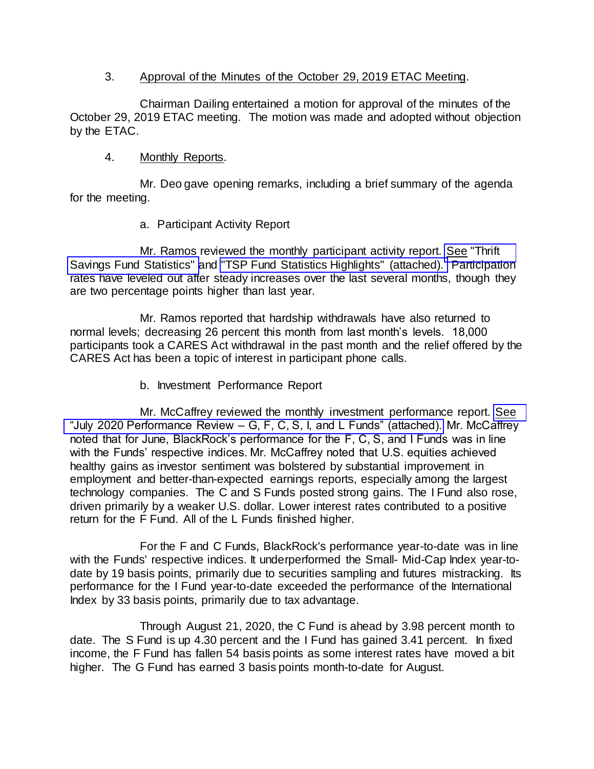3. Approval of the Minutes of the October 29, 2019 ETAC Meeting.

Chairman Dailing entertained a motion for approval of the minutes of the October 29, 2019 ETAC meeting. The motion was made and adopted without objection by the ETAC.

4. Monthly Reports.

Mr. Deo gave opening remarks, including a brief summary of the agenda for the meeting.

a. Participant Activity Report

Mr. Ramos reviewed the monthly participant activity report. See "Thrift Savings Fund Statistics" and "TSP Fund Statistics Highlights" (attached). Participation rates have leveled out after steady increases over the last several months, though they are two percentage points higher than last year.

Mr. Ramos reported that hardship withdrawals have also returned to normal levels; decreasing 26 percent this month from last month's levels. 18,000 participants took a CARES Act withdrawal in the past month and the relief offered by the CARES Act has been a topic of interest in participant phone calls.

b. Investment Performance Report

Mr. McCaffrey reviewed the monthly investment performance report. See "July 2020 Performance Review – G, F, C, S, I, and L Funds" (attached). Mr. McCaffrey noted that for June, BlackRock's performance for the F, C, S, and I Funds was in line with the Funds' respective indices. Mr. McCaffrey noted that U.S. equities achieved healthy gains as investor sentiment was bolstered by substantial improvement in employment and better-than-expected earnings reports, especially among the largest technology companies. The C and S Funds posted strong gains. The I Fund also rose, driven primarily by a weaker U.S. dollar. Lower interest rates contributed to a positive return for the F Fund. All of the L Funds finished higher.

For the F and C Funds, BlackRock's performance year-to-date was in line with the Funds' respective indices. It underperformed the Small- Mid-Cap Index year-to-date by 19 basis points, primarily due to securities sampling and futures mistracking. Its performance for the I Fund year-to-date exceeded the performance of the International Index by 33 basis points, primarily due to tax advantage.

Through August 21, 2020, the C Fund is ahead by 3.98 percent month to date. The S Fund is up 4.30 percent and the I Fund has gained 3.41 percent. In fixed income, the F Fund has fallen 54 basis points as some interest rates have moved a bit higher. The G Fund has earned 3 basis points month-to-date for August.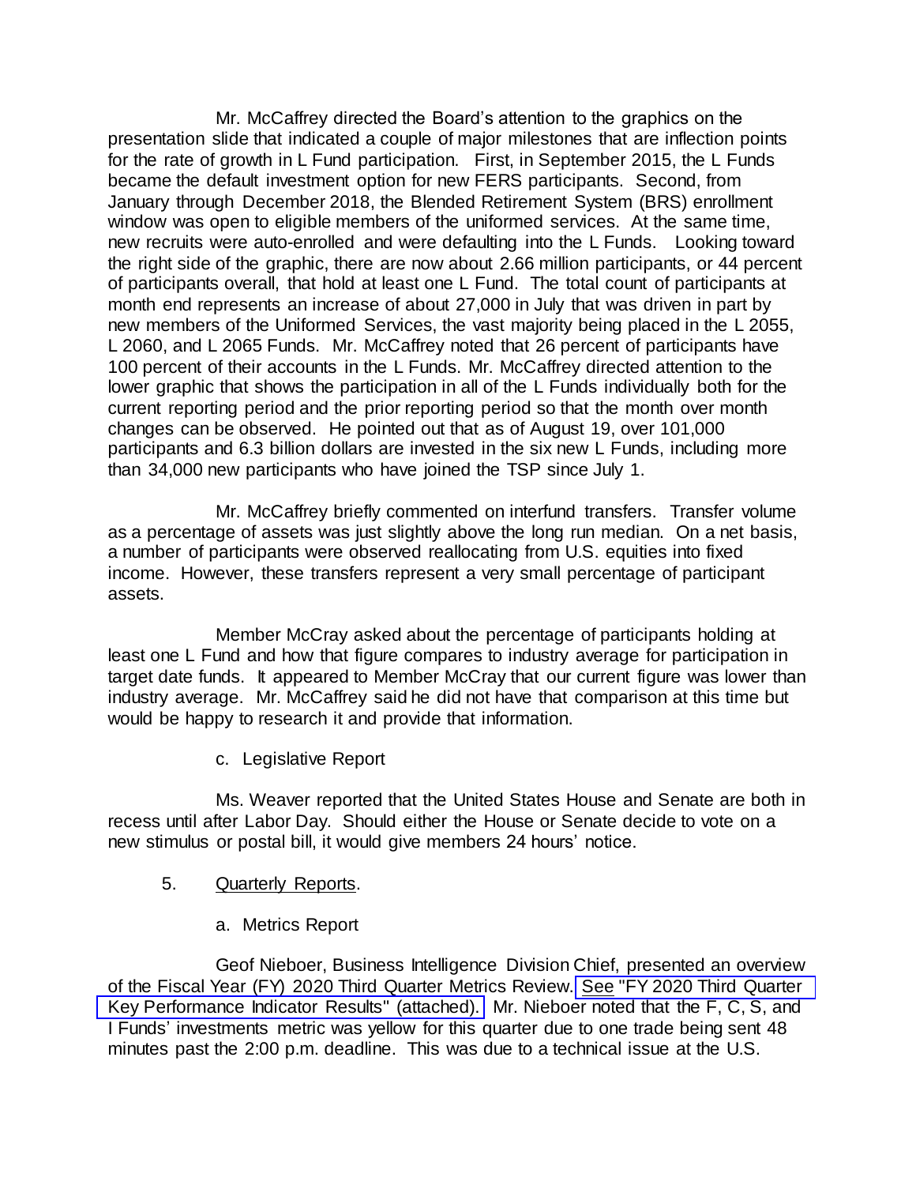Mr. McCaffrey directed the Board's attention to the graphics on the presentation slide that indicated a couple of major milestones that are inflection points for the rate of growth in L Fund participation. First, in September 2015, the L Funds became the default investment option for new FERS participants. Second, from January through December 2018, the Blended Retirement System (BRS) enrollment window was open to eligible members of the uniformed services. At the same time, new recruits were auto-enrolled and were defaulting into the L Funds. Looking toward the right side of the graphic, there are now about 2.66 million participants, or 44 percent of participants overall, that hold at least one L Fund. The total count of participants at month end represents an increase of about 27,000 in July that was driven in part by new members of the Uniformed Services, the vast majority being placed in the L 2055, L 2060, and L 2065 Funds. Mr. McCaffrey noted that 26 percent of participants have 100 percent of their accounts in the L Funds. Mr. McCaffrey directed attention to the lower graphic that shows the participation in all of the L Funds individually both for the current reporting period and the prior reporting period so that the month over month changes can be observed. He pointed out that as of August 19, over 101,000 participants and 6.3 billion dollars are invested in the six new L Funds, including more than 34,000 new participants who have joined the TSP since July 1.

Mr. McCaffrey briefly commented on interfund transfers. Transfer volume as a percentage of assets was just slightly above the long run median. On a net basis, a number of participants were observed reallocating from U.S. equities into fixed income. However, these transfers represent a very small percentage of participant assets.

Member McCray asked about the percentage of participants holding at least one L Fund and how that figure compares to industry average for participation in target date funds. It appeared to Member McCray that our current figure was lower than industry average. Mr. McCaffrey said he did not have that comparison at this time but would be happy to research it and provide that information.

c. Legislative Report

Ms. Weaver reported that the United States House and Senate are both in recess until after Labor Day. Should either the House or Senate decide to vote on a new stimulus or postal bill, it would give members 24 hours' notice.

5. Quarterly Reports.

a. Metrics Report

Geof Nieboer, Business Intelligence Division Chief, presented an overview of the Fiscal Year (FY) 2020 Third Quarter Metrics Review. See "FY 2020 Third Quarter Key Performance Indicator Results" (attached). Mr. Nieboer noted that the F, C, S, and I Funds' investments metric was yellow for this quarter due to one trade being sent 48 minutes past the 2:00 p.m. deadline. This was due to a technical issue at the U.S.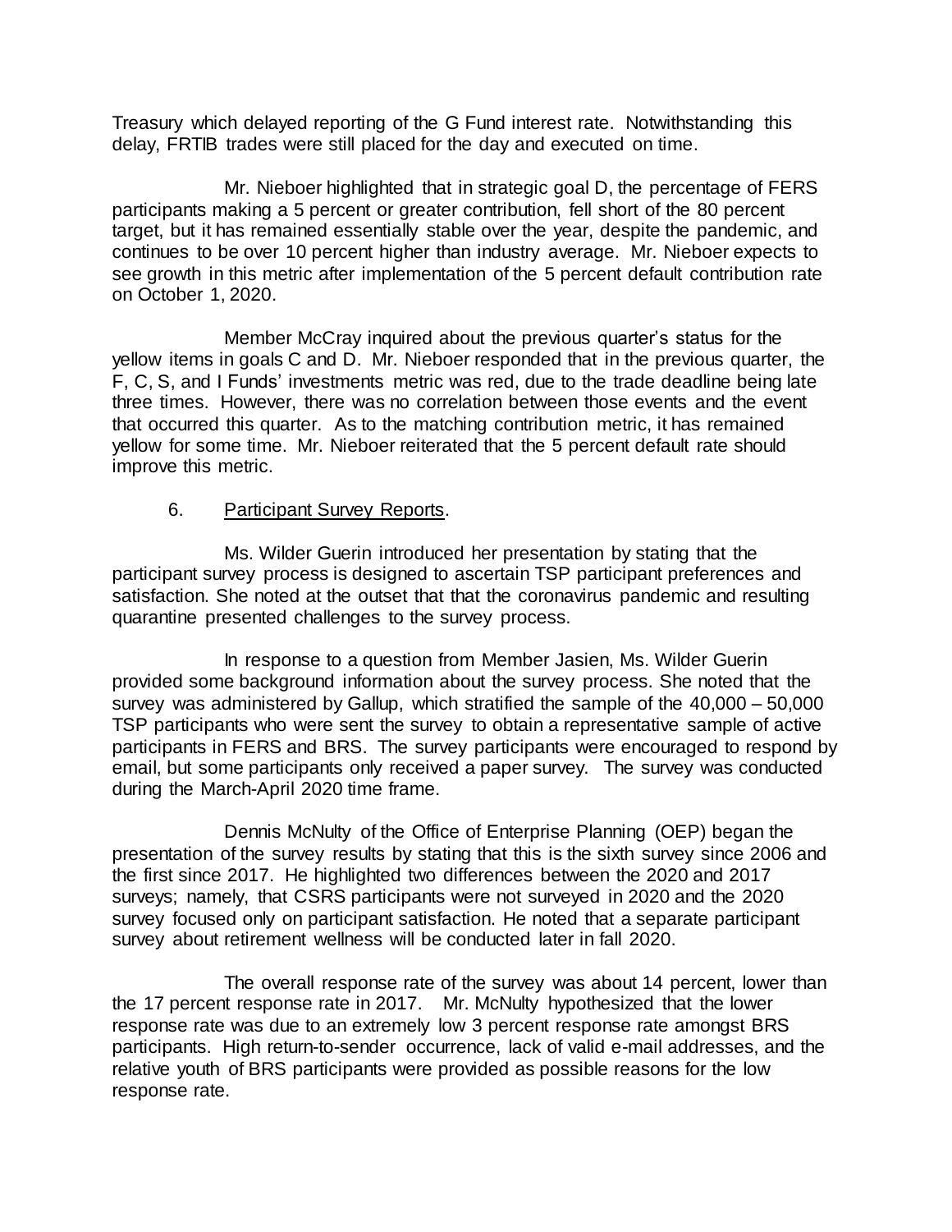Treasury which delayed reporting of the G Fund interest rate. Notwithstanding this delay, FRTIB trades were still placed for the day and executed on time.

Mr. Nieboer highlighted that in strategic goal D, the percentage of FERS participants making a 5 percent or greater contribution, fell short of the 80 percent target, but it has remained essentially stable over the year, despite the pandemic, and continues to be over 10 percent higher than industry average. Mr. Nieboer expects to see growth in this metric after implementation of the 5 percent default contribution rate on October 1, 2020.

Member McCray inquired about the previous quarter's status for the yellow items in goals C and D. Mr. Nieboer responded that in the previous quarter, the F, C, S, and I Funds' investments metric was red, due to the trade deadline being late three times. However, there was no correlation between those events and the event that occurred this quarter. As to the matching contribution metric, it has remained yellow for some time. Mr. Nieboer reiterated that the 5 percent default rate should improve this metric.

6. Participant Survey Reports.

Ms. Wilder Guerin introduced her presentation by stating that the participant survey process is designed to ascertain TSP participant preferences and satisfaction. She noted at the outset that that the coronavirus pandemic and resulting quarantine presented challenges to the survey process.

In response to a question from Member Jasien, Ms. Wilder Guerin provided some background information about the survey process. She noted that the survey was administered by Gallup, which stratified the sample of the 40,000 – 50,000 TSP participants who were sent the survey to obtain a representative sample of active participants in FERS and BRS. The survey participants were encouraged to respond by email, but some participants only received a paper survey. The survey was conducted during the March-April 2020 time frame.

Dennis McNulty of the Office of Enterprise Planning (OEP) began the presentation of the survey results by stating that this is the sixth survey since 2006 and the first since 2017. He highlighted two differences between the 2020 and 2017 surveys; namely, that CSRS participants were not surveyed in 2020 and the 2020 survey focused only on participant satisfaction. He noted that a separate participant survey about retirement wellness will be conducted later in fall 2020.

The overall response rate of the survey was about 14 percent, lower than the 17 percent response rate in 2017. Mr. McNulty hypothesized that the lower response rate was due to an extremely low 3 percent response rate amongst BRS participants. High return-to-sender occurrence, lack of valid e-mail addresses, and the relative youth of BRS participants were provided as possible reasons for the low response rate.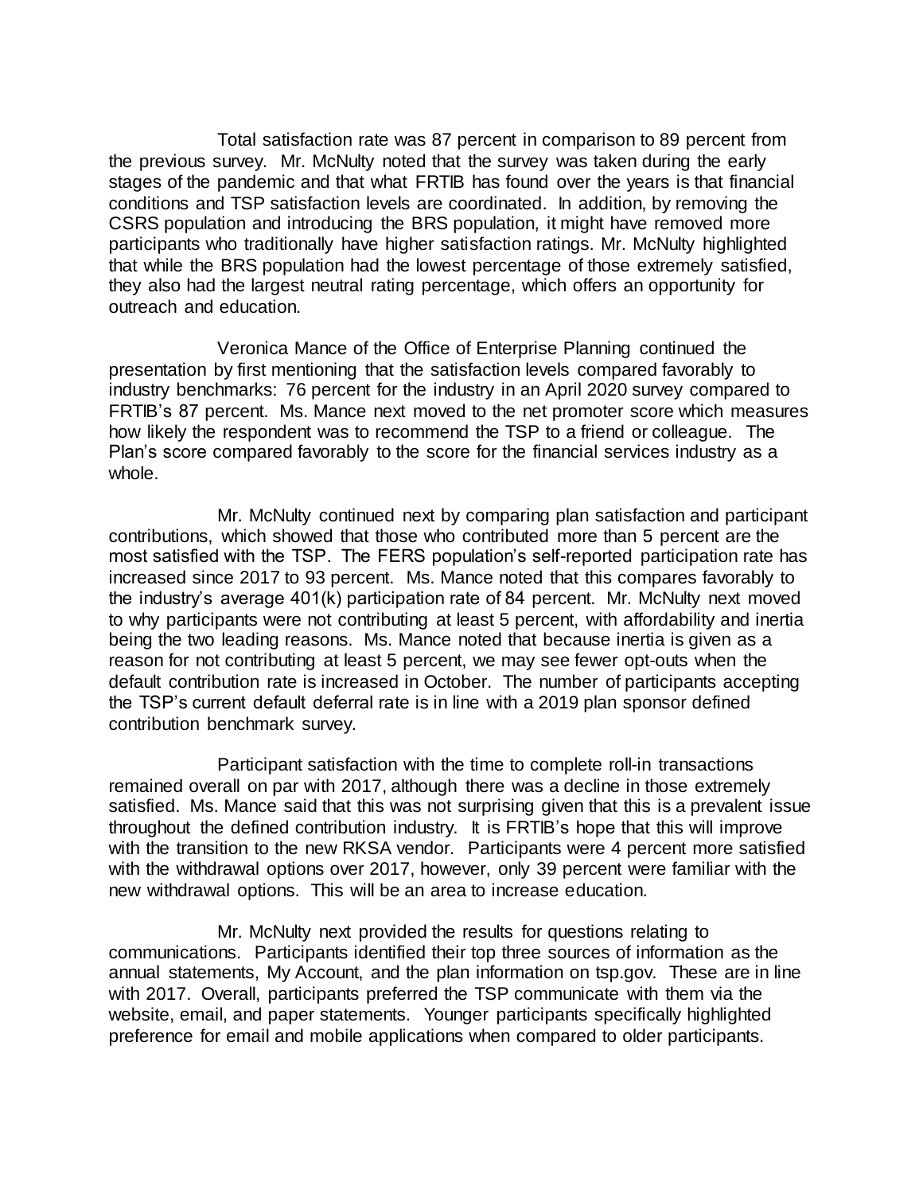Total satisfaction rate was 87 percent in comparison to 89 percent from the previous survey. Mr. McNulty noted that the survey was taken during the early stages of the pandemic and that what FRTIB has found over the years is that financial conditions and TSP satisfaction levels are coordinated. In addition, by removing the CSRS population and introducing the BRS population, it might have removed more participants who traditionally have higher satisfaction ratings. Mr. McNulty highlighted that while the BRS population had the lowest percentage of those extremely satisfied, they also had the largest neutral rating percentage, which offers an opportunity for outreach and education.

Veronica Mance of the Office of Enterprise Planning continued the presentation by first mentioning that the satisfaction levels compared favorably to industry benchmarks: 76 percent for the industry in an April 2020 survey compared to FRTIB's 87 percent. Ms. Mance next moved to the net promoter score which measures how likely the respondent was to recommend the TSP to a friend or colleague. The Plan's score compared favorably to the score for the financial services industry as a whole.

Mr. McNulty continued next by comparing plan satisfaction and participant contributions, which showed that those who contributed more than 5 percent are the most satisfied with the TSP. The FERS population's self-reported participation rate has increased since 2017 to 93 percent. Ms. Mance noted that this compares favorably to the industry's average 401(k) participation rate of 84 percent. Mr. McNulty next moved to why participants were not contributing at least 5 percent, with affordability and inertia being the two leading reasons. Ms. Mance noted that because inertia is given as a reason for not contributing at least 5 percent, we may see fewer opt-outs when the default contribution rate is increased in October. The number of participants accepting the TSP's current default deferral rate is in line with a 2019 plan sponsor defined contribution benchmark survey.

Participant satisfaction with the time to complete roll-in transactions remained overall on par with 2017, although there was a decline in those extremely satisfied. Ms. Mance said that this was not surprising given that this is a prevalent issue throughout the defined contribution industry. It is FRTIB's hope that this will improve with the transition to the new RKSA vendor. Participants were 4 percent more satisfied with the withdrawal options over 2017, however, only 39 percent were familiar with the new withdrawal options. This will be an area to increase education.

Mr. McNulty next provided the results for questions relating to communications. Participants identified their top three sources of information as the annual statements, My Account, and the plan information on tsp.gov. These are in line with 2017. Overall, participants preferred the TSP communicate with them via the website, email, and paper statements. Younger participants specifically highlighted preference for email and mobile applications when compared to older participants.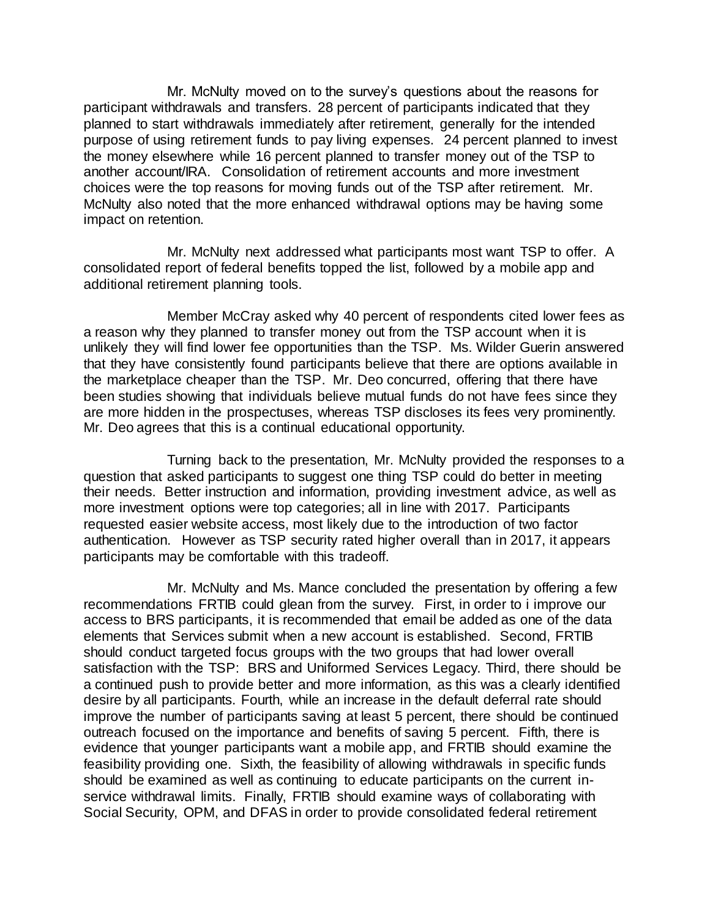Mr. McNulty moved on to the survey's questions about the reasons for participant withdrawals and transfers. 28 percent of participants indicated that they planned to start withdrawals immediately after retirement, generally for the intended purpose of using retirement funds to pay living expenses. 24 percent planned to invest the money elsewhere while 16 percent planned to transfer money out of the TSP to another account/IRA. Consolidation of retirement accounts and more investment choices were the top reasons for moving funds out of the TSP after retirement. Mr. McNulty also noted that the more enhanced withdrawal options may be having some impact on retention.

Mr. McNulty next addressed what participants most want TSP to offer. A consolidated report of federal benefits topped the list, followed by a mobile app and additional retirement planning tools.

Member McCray asked why 40 percent of respondents cited lower fees as a reason why they planned to transfer money out from the TSP account when it is unlikely they will find lower fee opportunities than the TSP. Ms. Wilder Guerin answered that they have consistently found participants believe that there are options available in the marketplace cheaper than the TSP. Mr. Deo concurred, offering that there have been studies showing that individuals believe mutual funds do not have fees since they are more hidden in the prospectuses, whereas TSP discloses its fees very prominently. Mr. Deo agrees that this is a continual educational opportunity.

Turning back to the presentation, Mr. McNulty provided the responses to a question that asked participants to suggest one thing TSP could do better in meeting their needs. Better instruction and information, providing investment advice, as well as more investment options were top categories; all in line with 2017. Participants requested easier website access, most likely due to the introduction of two factor authentication. However as TSP security rated higher overall than in 2017, it appears participants may be comfortable with this tradeoff.

Mr. McNulty and Ms. Mance concluded the presentation by offering a few recommendations FRTIB could glean from the survey. First, in order to i improve our access to BRS participants, it is recommended that email be added as one of the data elements that Services submit when a new account is established. Second, FRTIB should conduct targeted focus groups with the two groups that had lower overall satisfaction with the TSP: BRS and Uniformed Services Legacy. Third, there should be a continued push to provide better and more information, as this was a clearly identified desire by all participants. Fourth, while an increase in the default deferral rate should improve the number of participants saving at least 5 percent, there should be continued outreach focused on the importance and benefits of saving 5 percent. Fifth, there is evidence that younger participants want a mobile app, and FRTIB should examine the feasibility providing one. Sixth, the feasibility of allowing withdrawals in specific funds should be examined as well as continuing to educate participants on the current in-service withdrawal limits. Finally, FRTIB should examine ways of collaborating with Social Security, OPM, and DFAS in order to provide consolidated federal retirement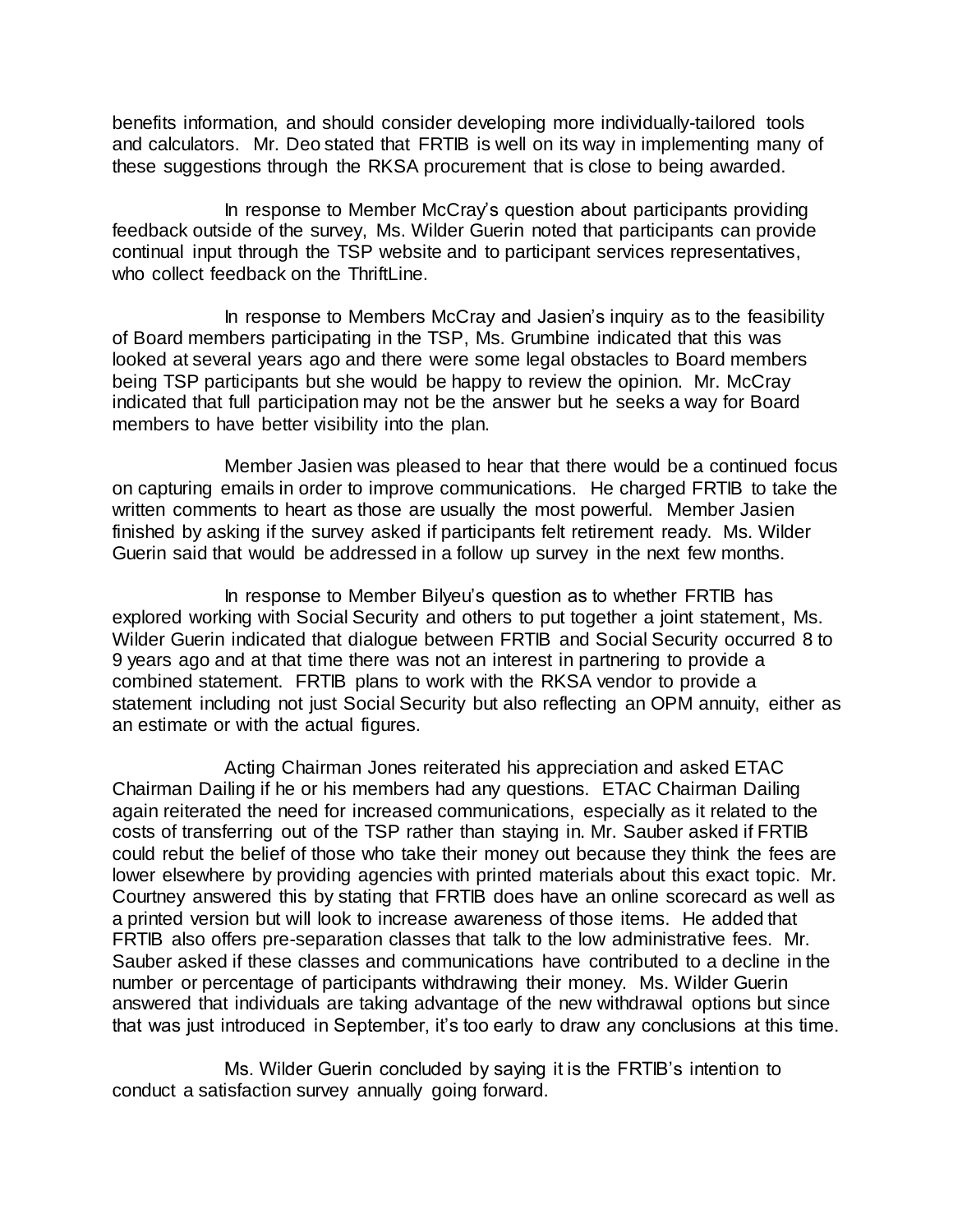benefits information, and should consider developing more individually-tailored tools and calculators. Mr. Deo stated that FRTIB is well on its way in implementing many of these suggestions through the RKSA procurement that is close to being awarded.

In response to Member McCray's question about participants providing feedback outside of the survey, Ms. Wilder Guerin noted that participants can provide continual input through the TSP website and to participant services representatives, who collect feedback on the ThriftLine.

In response to Members McCray and Jasien's inquiry as to the feasibility of Board members participating in the TSP, Ms. Grumbine indicated that this was looked at several years ago and there were some legal obstacles to Board members being TSP participants but she would be happy to review the opinion. Mr. McCray indicated that full participation may not be the answer but he seeks a way for Board members to have better visibility into the plan.

Member Jasien was pleased to hear that there would be a continued focus on capturing emails in order to improve communications. He charged FRTIB to take the written comments to heart as those are usually the most powerful. Member Jasien finished by asking if the survey asked if participants felt retirement ready. Ms. Wilder Guerin said that would be addressed in a follow up survey in the next few months.

In response to Member Bilyeu's question as to whether FRTIB has explored working with Social Security and others to put together a joint statement, Ms. Wilder Guerin indicated that dialogue between FRTIB and Social Security occurred 8 to 9 years ago and at that time there was not an interest in partnering to provide a combined statement. FRTIB plans to work with the RKSA vendor to provide a statement including not just Social Security but also reflecting an OPM annuity, either as an estimate or with the actual figures.

Acting Chairman Jones reiterated his appreciation and asked ETAC Chairman Dailing if he or his members had any questions. ETAC Chairman Dailing again reiterated the need for increased communications, especially as it related to the costs of transferring out of the TSP rather than staying in. Mr. Sauber asked if FRTIB could rebut the belief of those who take their money out because they think the fees are lower elsewhere by providing agencies with printed materials about this exact topic. Mr. Courtney answered this by stating that FRTIB does have an online scorecard as well as a printed version but will look to increase awareness of those items. He added that FRTIB also offers pre-separation classes that talk to the low administrative fees. Mr. Sauber asked if these classes and communications have contributed to a decline in the number or percentage of participants withdrawing their money. Ms. Wilder Guerin answered that individuals are taking advantage of the new withdrawal options but since that was just introduced in September, it's too early to draw any conclusions at this time.

Ms. Wilder Guerin concluded by saying it is the FRTIB's intention to conduct a satisfaction survey annually going forward.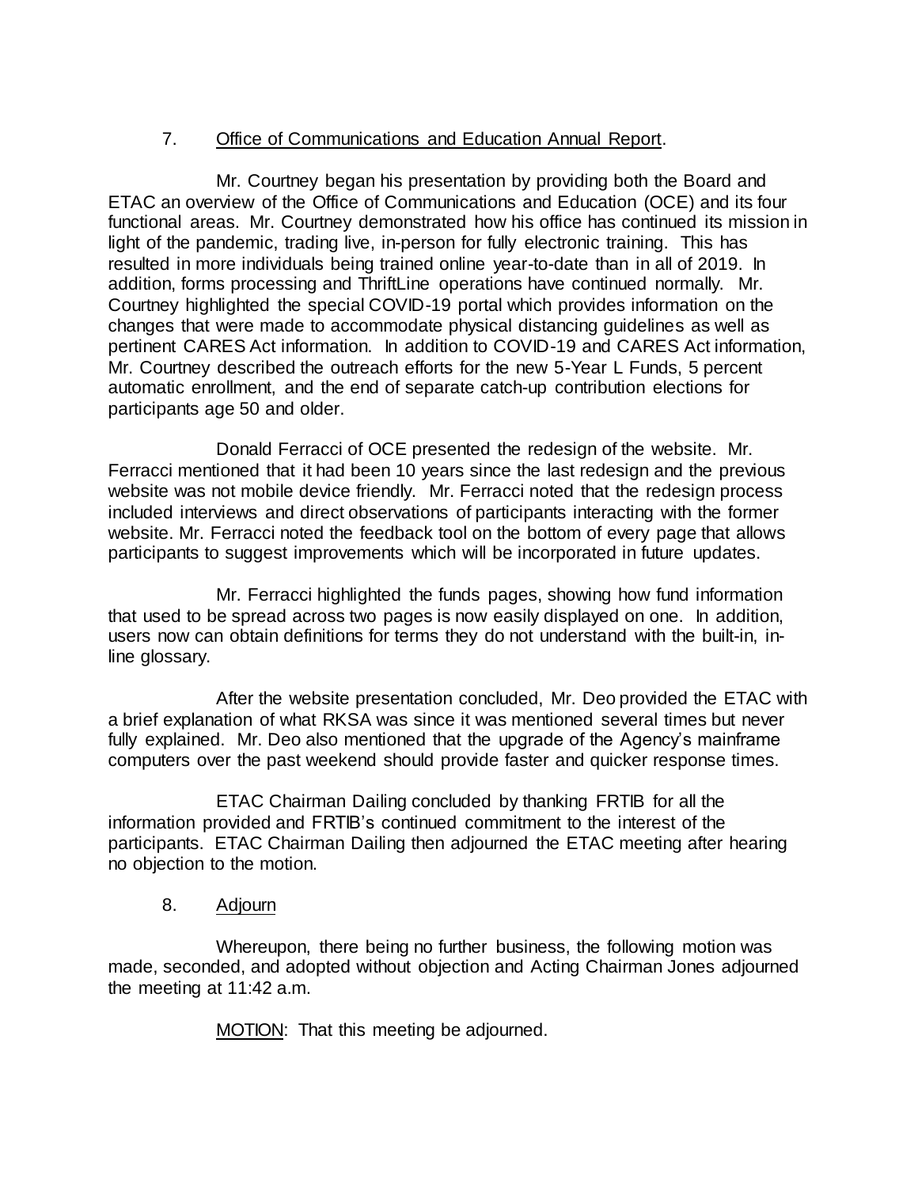7. <u>Office of Communications and Education Annual Report</u>.

Mr. Courtney began his presentation by providing both the Board and ETAC an overview of the Office of Communications and Education (OCE) and its four functional areas. Mr. Courtney demonstrated how his office has continued its mission in light of the pandemic, trading live, in-person for fully electronic training. This has resulted in more individuals being trained online year-to-date than in all of 2019. In addition, forms processing and ThriftLine operations have continued normally. Mr. Courtney highlighted the special COVID-19 portal which provides information on the changes that were made to accommodate physical distancing guidelines as well as pertinent CARES Act information. In addition to COVID-19 and CARES Act information, Mr. Courtney described the outreach efforts for the new 5-Year L Funds, 5 percent automatic enrollment, and the end of separate catch-up contribution elections for participants age 50 and older.

Donald Ferracci of OCE presented the redesign of the website. Mr. Ferracci mentioned that it had been 10 years since the last redesign and the previous website was not mobile device friendly. Mr. Ferracci noted that the redesign process included interviews and direct observations of participants interacting with the former website. Mr. Ferracci noted the feedback tool on the bottom of every page that allows participants to suggest improvements which will be incorporated in future updates.

Mr. Ferracci highlighted the funds pages, showing how fund information that used to be spread across two pages is now easily displayed on one. In addition, users now can obtain definitions for terms they do not understand with the built-in, in-line glossary.

After the website presentation concluded, Mr. Deo provided the ETAC with a brief explanation of what RKSA was since it was mentioned several times but never fully explained. Mr. Deo also mentioned that the upgrade of the Agency's mainframe computers over the past weekend should provide faster and quicker response times.

ETAC Chairman Dailing concluded by thanking FRTIB for all the information provided and FRTIB's continued commitment to the interest of the participants. ETAC Chairman Dailing then adjourned the ETAC meeting after hearing no objection to the motion.

8. <u>Adjourn</u>

Whereupon, there being no further business, the following motion was made, seconded, and adopted without objection and Acting Chairman Jones adjourned the meeting at 11:42 a.m.

<u>MOTION</u>: That this meeting be adjourned.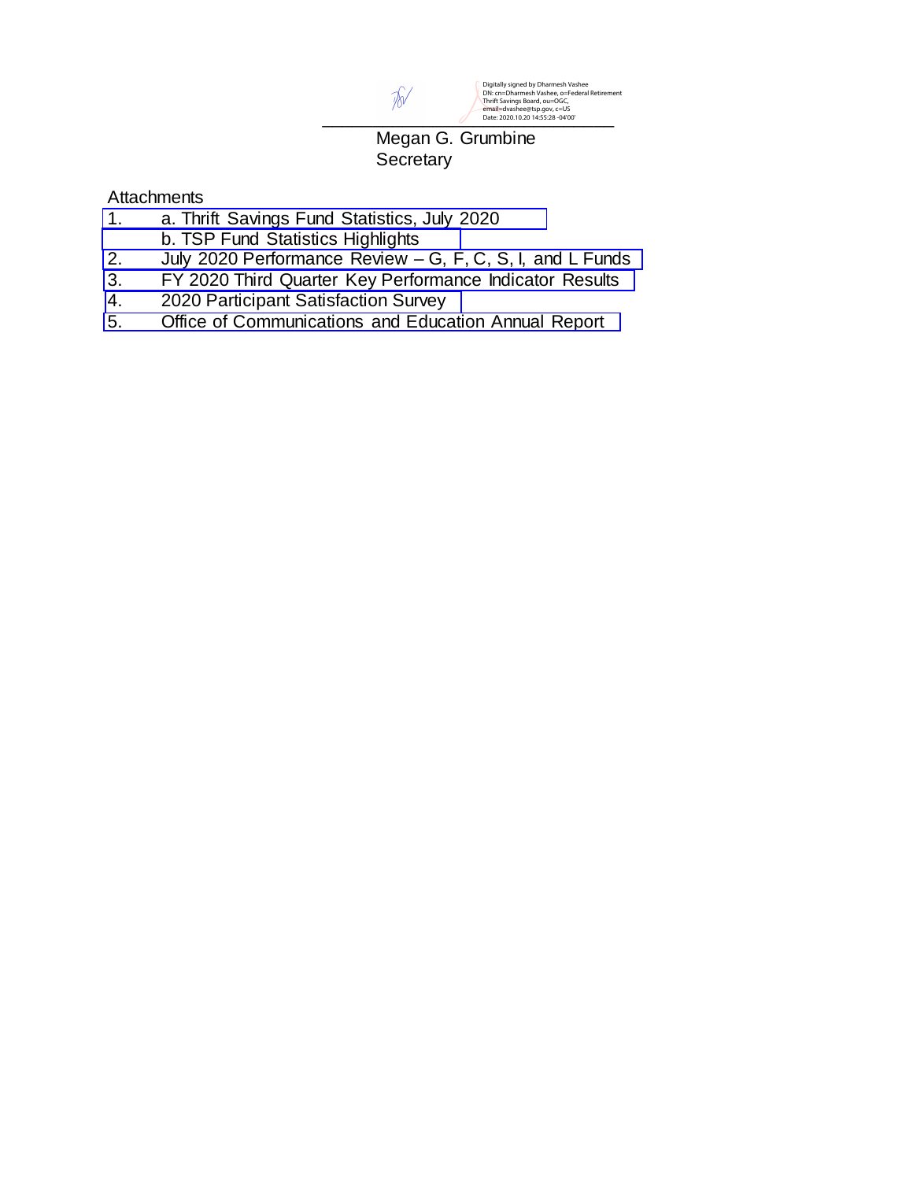Digitally signed by Dharmesh Vashee
DN: cn=Dharmesh Vashee, o=Federal Retirement Thrift Savings Board, ou=OGC, email=dvashee@tsp.gov, c=US
Date: 2020.10.20 14:55:28 -04'00'

Megan G. Grumbine
Secretary

Attachments

1. a. Thrift Savings Fund Statistics, July 2020
   b. TSP Fund Statistics Highlights
2. July 2020 Performance Review – G, F, C, S, I, and L Funds
3. FY 2020 Third Quarter Key Performance Indicator Results
4. 2020 Participant Satisfaction Survey
5. Office of Communications and Education Annual Report